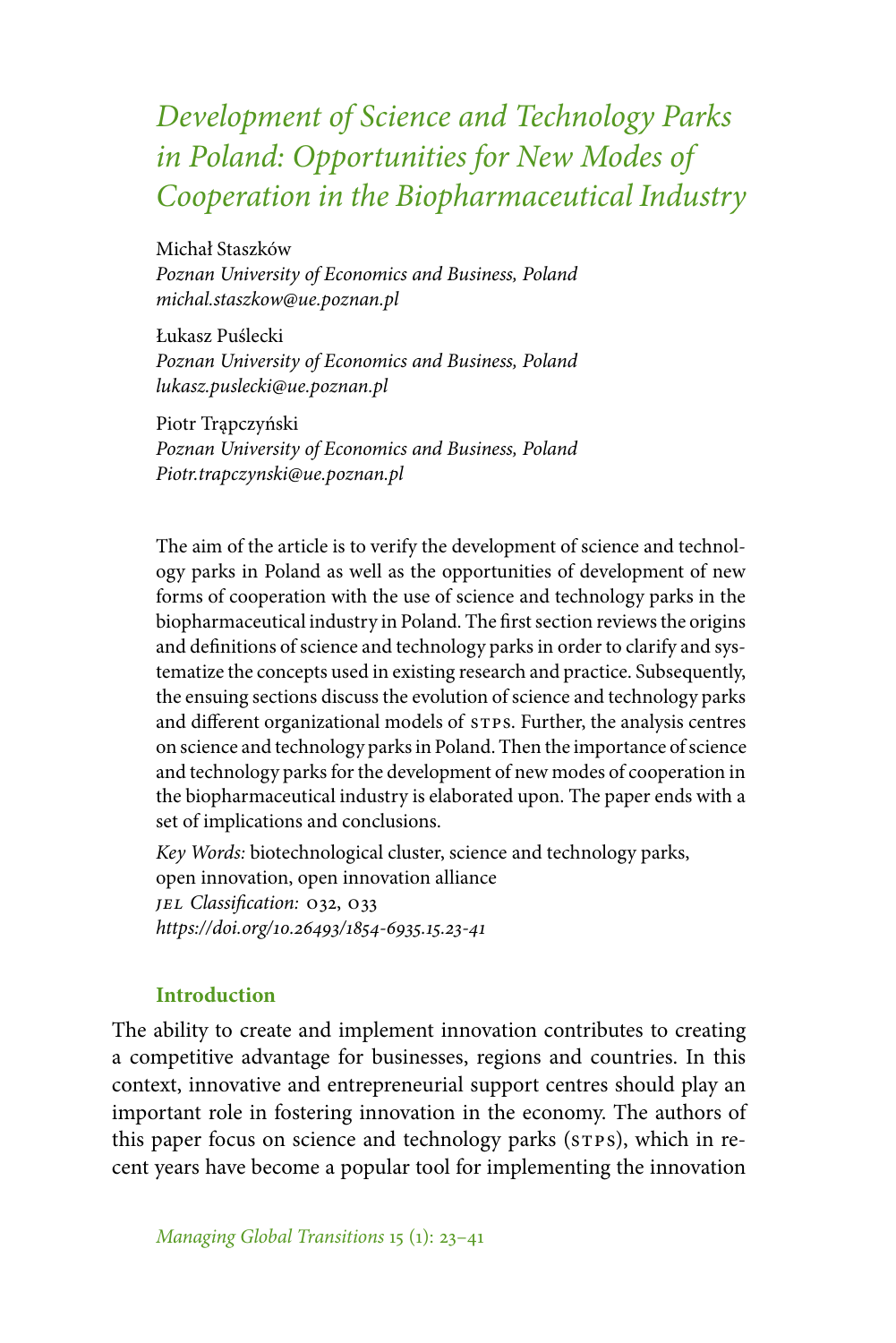# Development of Science and Technology Parks in Poland: Opportunities for New Modes of Cooperation in the Biopharmaceutical Industry

Michał Staszków
*Poznan University of Economics and Business, Poland*
*michal.staszkow@ue.poznan.pl*

Łukasz Puślecki
*Poznan University of Economics and Business, Poland*
*lukasz.puslecki@ue.poznan.pl*

Piotr Trąpczyński
*Poznan University of Economics and Business, Poland*
*Piotr.trapczynski@ue.poznan.pl*

The aim of the article is to verify the development of science and technology parks in Poland as well as the opportunities of development of new forms of cooperation with the use of science and technology parks in the biopharmaceutical industry in Poland. The first section reviews the origins and definitions of science and technology parks in order to clarify and systematize the concepts used in existing research and practice. Subsequently, the ensuing sections discuss the evolution of science and technology parks and different organizational models of STPS. Further, the analysis centres on science and technology parks in Poland. Then the importance of science and technology parks for the development of new modes of cooperation in the biopharmaceutical industry is elaborated upon. The paper ends with a set of implications and conclusions.

*Key Words:* biotechnological cluster, science and technology parks, open innovation, open innovation alliance
*JEL Classification:* O32, O33
*https://doi.org/10.26493/1854-6935.15.23-41*

## Introduction

The ability to create and implement innovation contributes to creating a competitive advantage for businesses, regions and countries. In this context, innovative and entrepreneurial support centres should play an important role in fostering innovation in the economy. The authors of this paper focus on science and technology parks (STPS), which in recent years have become a popular tool for implementing the innovation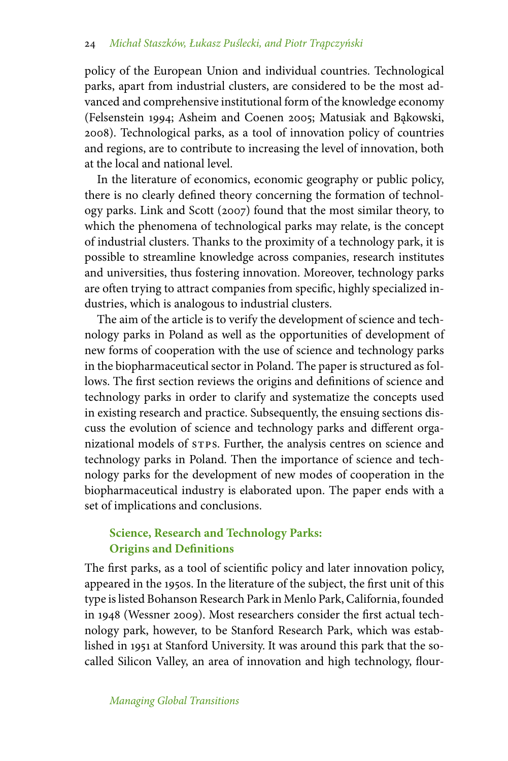policy of the European Union and individual countries. Technological parks, apart from industrial clusters, are considered to be the most advanced and comprehensive institutional form of the knowledge economy (Felsenstein 1994; Asheim and Coenen 2005; Matusiak and Bąkowski, 2008). Technological parks, as a tool of innovation policy of countries and regions, are to contribute to increasing the level of innovation, both at the local and national level.

In the literature of economics, economic geography or public policy, there is no clearly defined theory concerning the formation of technology parks. Link and Scott (2007) found that the most similar theory, to which the phenomena of technological parks may relate, is the concept of industrial clusters. Thanks to the proximity of a technology park, it is possible to streamline knowledge across companies, research institutes and universities, thus fostering innovation. Moreover, technology parks are often trying to attract companies from specific, highly specialized industries, which is analogous to industrial clusters.

The aim of the article is to verify the development of science and technology parks in Poland as well as the opportunities of development of new forms of cooperation with the use of science and technology parks in the biopharmaceutical sector in Poland. The paper is structured as follows. The first section reviews the origins and definitions of science and technology parks in order to clarify and systematize the concepts used in existing research and practice. Subsequently, the ensuing sections discuss the evolution of science and technology parks and different organizational models of STPs. Further, the analysis centres on science and technology parks in Poland. Then the importance of science and technology parks for the development of new modes of cooperation in the biopharmaceutical industry is elaborated upon. The paper ends with a set of implications and conclusions.

## Science, Research and Technology Parks: Origins and Definitions

The first parks, as a tool of scientific policy and later innovation policy, appeared in the 1950s. In the literature of the subject, the first unit of this type is listed Bohanson Research Park in Menlo Park, California, founded in 1948 (Wessner 2009). Most researchers consider the first actual technology park, however, to be Stanford Research Park, which was established in 1951 at Stanford University. It was around this park that the so-called Silicon Valley, an area of innovation and high technology, flour-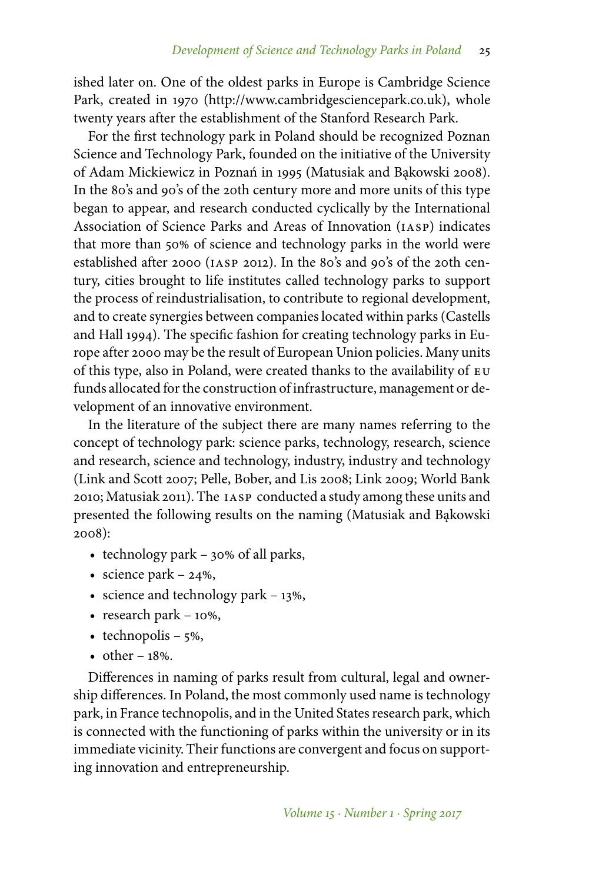ished later on. One of the oldest parks in Europe is Cambridge Science Park, created in 1970 (http://www.cambridgesciencepark.co.uk), whole twenty years after the establishment of the Stanford Research Park.

For the first technology park in Poland should be recognized Poznan Science and Technology Park, founded on the initiative of the University of Adam Mickiewicz in Poznań in 1995 (Matusiak and Bąkowski 2008). In the 80's and 90's of the 20th century more and more units of this type began to appear, and research conducted cyclically by the International Association of Science Parks and Areas of Innovation (IASP) indicates that more than 50% of science and technology parks in the world were established after 2000 (IASP 2012). In the 80's and 90's of the 20th century, cities brought to life institutes called technology parks to support the process of reindustrialisation, to contribute to regional development, and to create synergies between companies located within parks (Castells and Hall 1994). The specific fashion for creating technology parks in Europe after 2000 may be the result of European Union policies. Many units of this type, also in Poland, were created thanks to the availability of EU funds allocated for the construction of infrastructure, management or development of an innovative environment.

In the literature of the subject there are many names referring to the concept of technology park: science parks, technology, research, science and research, science and technology, industry, industry and technology (Link and Scott 2007; Pelle, Bober, and Lis 2008; Link 2009; World Bank 2010; Matusiak 2011). The IASP conducted a study among these units and presented the following results on the naming (Matusiak and Bąkowski 2008):

- technology park – 30% of all parks,
- science park – 24%,
- science and technology park – 13%,
- research park – 10%,
- technopolis – 5%,
- other – 18%.

Differences in naming of parks result from cultural, legal and ownership differences. In Poland, the most commonly used name is technology park, in France technopolis, and in the United States research park, which is connected with the functioning of parks within the university or in its immediate vicinity. Their functions are convergent and focus on supporting innovation and entrepreneurship.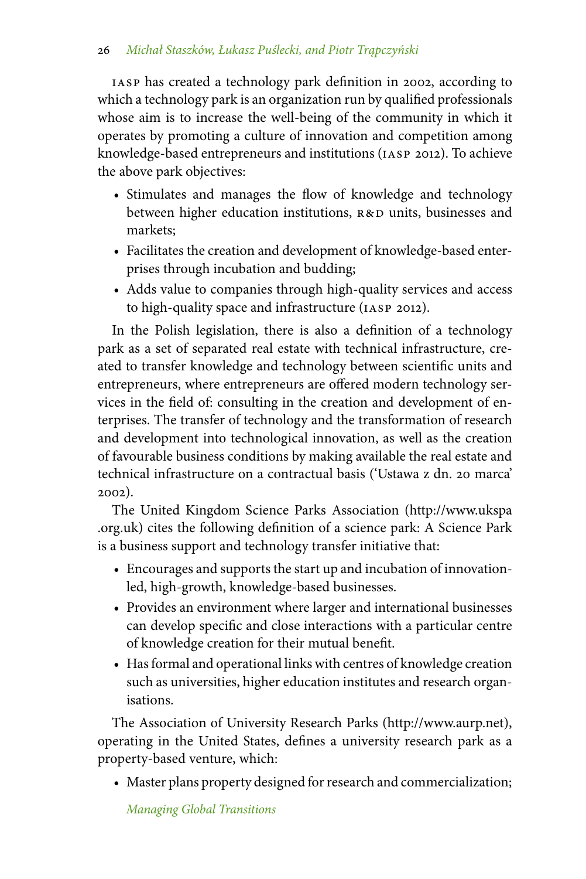IASP has created a technology park definition in 2002, according to which a technology park is an organization run by qualified professionals whose aim is to increase the well-being of the community in which it operates by promoting a culture of innovation and competition among knowledge-based entrepreneurs and institutions (IASP 2012). To achieve the above park objectives:

- Stimulates and manages the flow of knowledge and technology between higher education institutions, R&D units, businesses and markets;
- Facilitates the creation and development of knowledge-based enterprises through incubation and budding;
- Adds value to companies through high-quality services and access to high-quality space and infrastructure (IASP 2012).

In the Polish legislation, there is also a definition of a technology park as a set of separated real estate with technical infrastructure, created to transfer knowledge and technology between scientific units and entrepreneurs, where entrepreneurs are offered modern technology services in the field of: consulting in the creation and development of enterprises. The transfer of technology and the transformation of research and development into technological innovation, as well as the creation of favourable business conditions by making available the real estate and technical infrastructure on a contractual basis ('Ustawa z dn. 20 marca' 2002).

The United Kingdom Science Parks Association (http://www.ukspa.org.uk) cites the following definition of a science park: A Science Park is a business support and technology transfer initiative that:

- Encourages and supports the start up and incubation of innovation-led, high-growth, knowledge-based businesses.
- Provides an environment where larger and international businesses can develop specific and close interactions with a particular centre of knowledge creation for their mutual benefit.
- Has formal and operational links with centres of knowledge creation such as universities, higher education institutes and research organisations.

The Association of University Research Parks (http://www.aurp.net), operating in the United States, defines a university research park as a property-based venture, which:

- Master plans property designed for research and commercialization;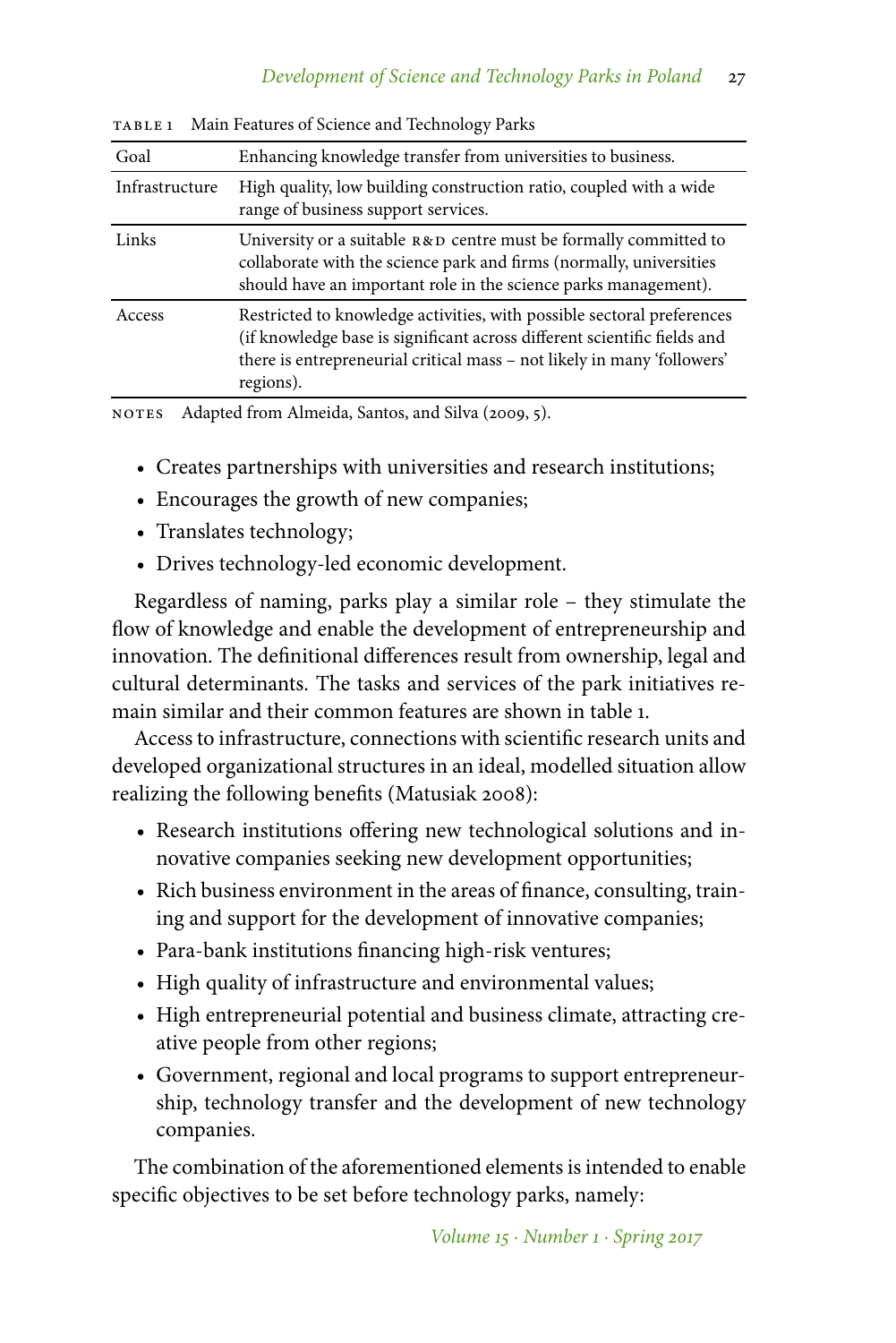TABLE 1 Main Features of Science and Technology Parks

| | |
|---|---|
| Goal | Enhancing knowledge transfer from universities to business. |
| Infrastructure | High quality, low building construction ratio, coupled with a wide range of business support services. |
| Links | University or a suitable R&D centre must be formally committed to collaborate with the science park and firms (normally, universities should have an important role in the science parks management). |
| Access | Restricted to knowledge activities, with possible sectoral preferences (if knowledge base is significant across different scientific fields and there is entrepreneurial critical mass – not likely in many 'followers' regions). |

NOTES Adapted from Almeida, Santos, and Silva (2009, 5).

- Creates partnerships with universities and research institutions;
- Encourages the growth of new companies;
- Translates technology;
- Drives technology-led economic development.

Regardless of naming, parks play a similar role – they stimulate the flow of knowledge and enable the development of entrepreneurship and innovation. The definitional differences result from ownership, legal and cultural determinants. The tasks and services of the park initiatives remain similar and their common features are shown in table 1.

Access to infrastructure, connections with scientific research units and developed organizational structures in an ideal, modelled situation allow realizing the following benefits (Matusiak 2008):

- Research institutions offering new technological solutions and innovative companies seeking new development opportunities;
- Rich business environment in the areas of finance, consulting, training and support for the development of innovative companies;
- Para-bank institutions financing high-risk ventures;
- High quality of infrastructure and environmental values;
- High entrepreneurial potential and business climate, attracting creative people from other regions;
- Government, regional and local programs to support entrepreneurship, technology transfer and the development of new technology companies.

The combination of the aforementioned elements is intended to enable specific objectives to be set before technology parks, namely: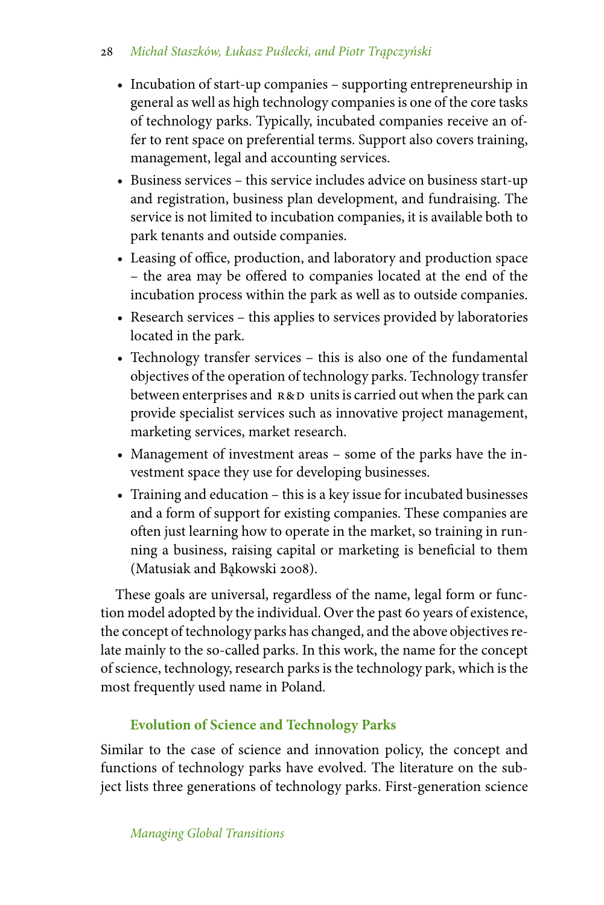- Incubation of start-up companies – supporting entrepreneurship in general as well as high technology companies is one of the core tasks of technology parks. Typically, incubated companies receive an offer to rent space on preferential terms. Support also covers training, management, legal and accounting services.
- Business services – this service includes advice on business start-up and registration, business plan development, and fundraising. The service is not limited to incubation companies, it is available both to park tenants and outside companies.
- Leasing of office, production, and laboratory and production space – the area may be offered to companies located at the end of the incubation process within the park as well as to outside companies.
- Research services – this applies to services provided by laboratories located in the park.
- Technology transfer services – this is also one of the fundamental objectives of the operation of technology parks. Technology transfer between enterprises and R&D units is carried out when the park can provide specialist services such as innovative project management, marketing services, market research.
- Management of investment areas – some of the parks have the investment space they use for developing businesses.
- Training and education – this is a key issue for incubated businesses and a form of support for existing companies. These companies are often just learning how to operate in the market, so training in running a business, raising capital or marketing is beneficial to them (Matusiak and Bąkowski 2008).

These goals are universal, regardless of the name, legal form or function model adopted by the individual. Over the past 60 years of existence, the concept of technology parks has changed, and the above objectives relate mainly to the so-called parks. In this work, the name for the concept of science, technology, research parks is the technology park, which is the most frequently used name in Poland.

## Evolution of Science and Technology Parks

Similar to the case of science and innovation policy, the concept and functions of technology parks have evolved. The literature on the subject lists three generations of technology parks. First-generation science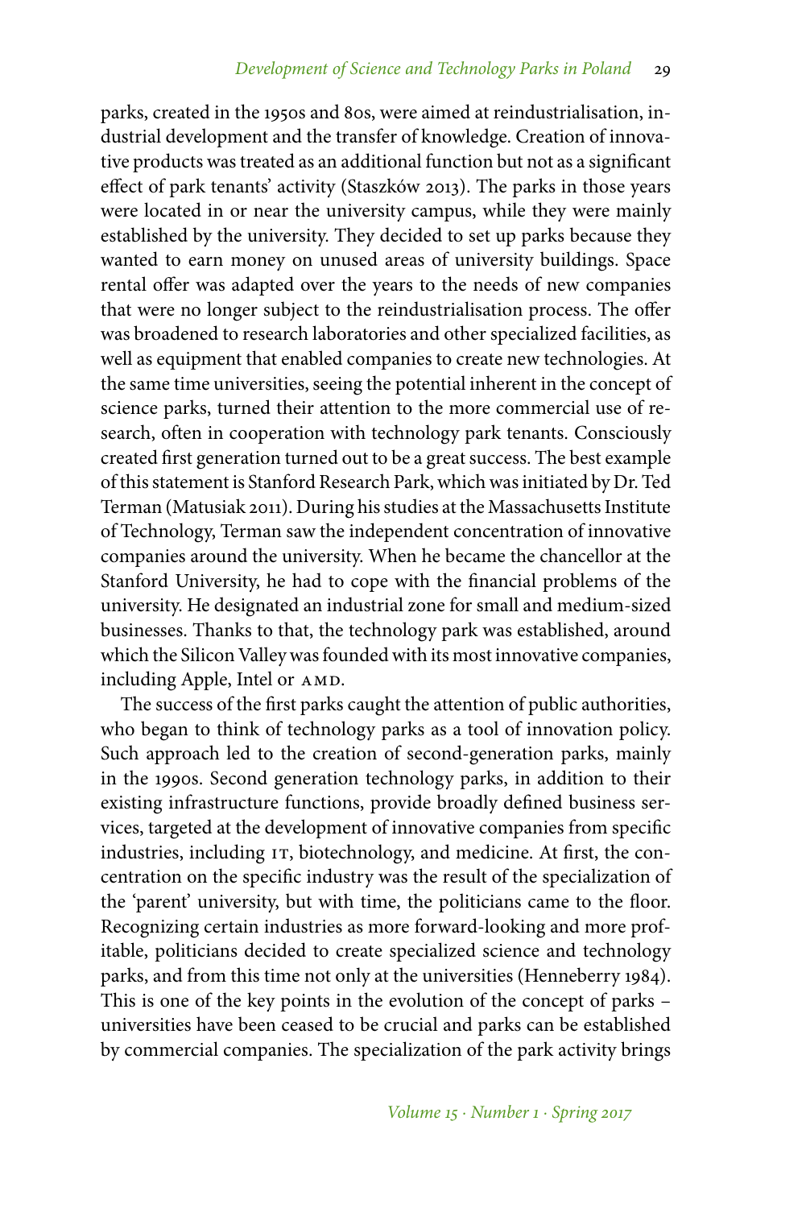parks, created in the 1950s and 80s, were aimed at reindustrialisation, industrial development and the transfer of knowledge. Creation of innovative products was treated as an additional function but not as a significant effect of park tenants' activity (Staszków 2013). The parks in those years were located in or near the university campus, while they were mainly established by the university. They decided to set up parks because they wanted to earn money on unused areas of university buildings. Space rental offer was adapted over the years to the needs of new companies that were no longer subject to the reindustrialisation process. The offer was broadened to research laboratories and other specialized facilities, as well as equipment that enabled companies to create new technologies. At the same time universities, seeing the potential inherent in the concept of science parks, turned their attention to the more commercial use of research, often in cooperation with technology park tenants. Consciously created first generation turned out to be a great success. The best example of this statement is Stanford Research Park, which was initiated by Dr. Ted Terman (Matusiak 2011). During his studies at the Massachusetts Institute of Technology, Terman saw the independent concentration of innovative companies around the university. When he became the chancellor at the Stanford University, he had to cope with the financial problems of the university. He designated an industrial zone for small and medium-sized businesses. Thanks to that, the technology park was established, around which the Silicon Valley was founded with its most innovative companies, including Apple, Intel or AMD.

The success of the first parks caught the attention of public authorities, who began to think of technology parks as a tool of innovation policy. Such approach led to the creation of second-generation parks, mainly in the 1990s. Second generation technology parks, in addition to their existing infrastructure functions, provide broadly defined business services, targeted at the development of innovative companies from specific industries, including IT, biotechnology, and medicine. At first, the concentration on the specific industry was the result of the specialization of the 'parent' university, but with time, the politicians came to the floor. Recognizing certain industries as more forward-looking and more profitable, politicians decided to create specialized science and technology parks, and from this time not only at the universities (Henneberry 1984). This is one of the key points in the evolution of the concept of parks – universities have been ceased to be crucial and parks can be established by commercial companies. The specialization of the park activity brings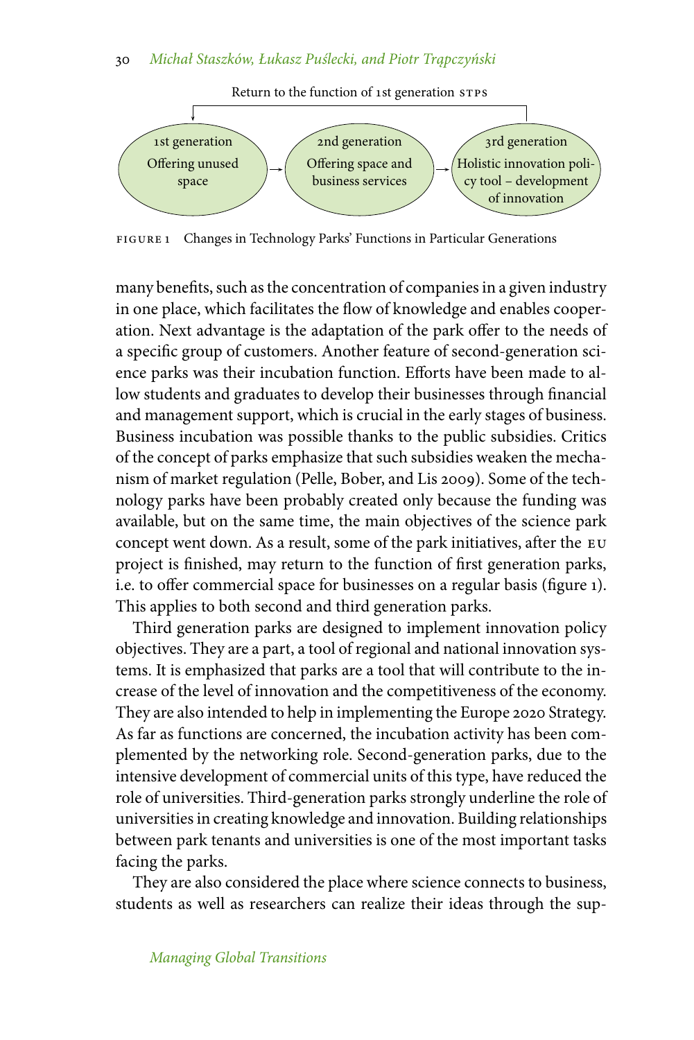Return to the function of 1st generation STPS

1st generation: Offering unused space → 2nd generation: Offering space and business services → 3rd generation: Holistic innovation policy tool – development of innovation

FIGURE 1 Changes in Technology Parks' Functions in Particular Generations

many benefits, such as the concentration of companies in a given industry in one place, which facilitates the flow of knowledge and enables cooperation. Next advantage is the adaptation of the park offer to the needs of a specific group of customers. Another feature of second-generation science parks was their incubation function. Efforts have been made to allow students and graduates to develop their businesses through financial and management support, which is crucial in the early stages of business. Business incubation was possible thanks to the public subsidies. Critics of the concept of parks emphasize that such subsidies weaken the mechanism of market regulation (Pelle, Bober, and Lis 2009). Some of the technology parks have been probably created only because the funding was available, but on the same time, the main objectives of the science park concept went down. As a result, some of the park initiatives, after the EU project is finished, may return to the function of first generation parks, i.e. to offer commercial space for businesses on a regular basis (figure 1). This applies to both second and third generation parks.

Third generation parks are designed to implement innovation policy objectives. They are a part, a tool of regional and national innovation systems. It is emphasized that parks are a tool that will contribute to the increase of the level of innovation and the competitiveness of the economy. They are also intended to help in implementing the Europe 2020 Strategy. As far as functions are concerned, the incubation activity has been complemented by the networking role. Second-generation parks, due to the intensive development of commercial units of this type, have reduced the role of universities. Third-generation parks strongly underline the role of universities in creating knowledge and innovation. Building relationships between park tenants and universities is one of the most important tasks facing the parks.

They are also considered the place where science connects to business, students as well as researchers can realize their ideas through the sup-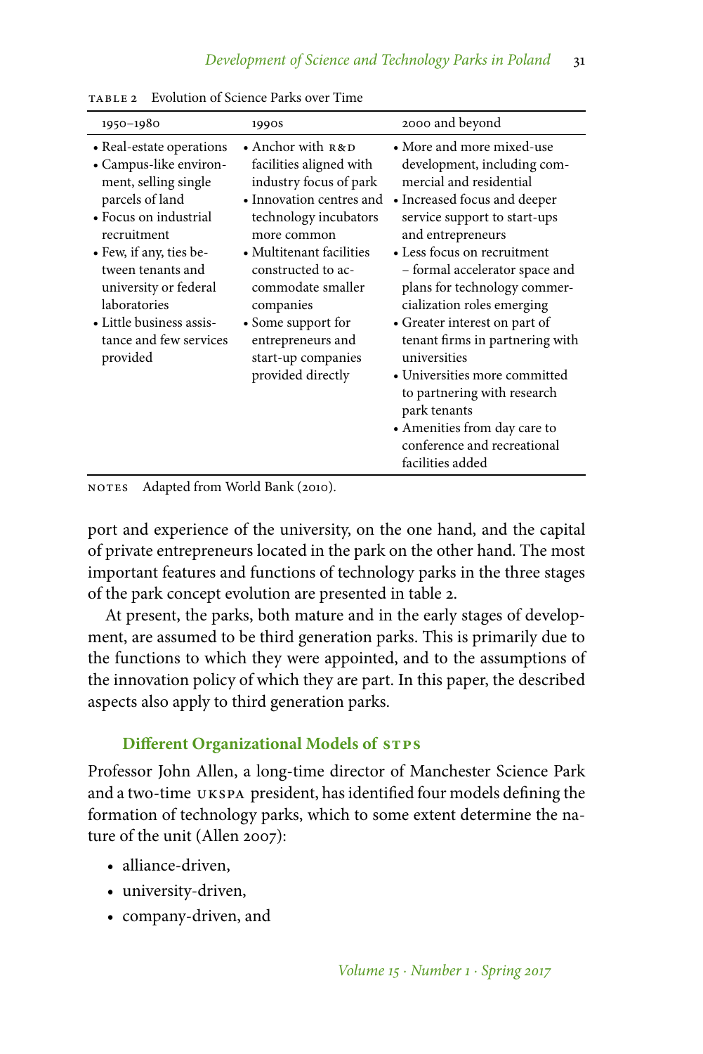TABLE 2 Evolution of Science Parks over Time

| 1950–1980 | 1990s | 2000 and beyond |
|---|---|---|
| • Real-estate operations<br>• Campus-like environment, selling single parcels of land<br>• Focus on industrial recruitment<br>• Few, if any, ties between tenants and university or federal laboratories<br>• Little business assistance and few services provided | • Anchor with R&D facilities aligned with industry focus of park<br>• Innovation centres and technology incubators more common<br>• Multitenant facilities constructed to accommodate smaller companies<br>• Some support for entrepreneurs and start-up companies provided directly | • More and more mixed-use development, including commercial and residential<br>• Increased focus and deeper service support to start-ups and entrepreneurs<br>• Less focus on recruitment – formal accelerator space and plans for technology commercialization roles emerging<br>• Greater interest on part of tenant firms in partnering with universities<br>• Universities more committed to partnering with research park tenants<br>• Amenities from day care to conference and recreational facilities added |

NOTES Adapted from World Bank (2010).

port and experience of the university, on the one hand, and the capital of private entrepreneurs located in the park on the other hand. The most important features and functions of technology parks in the three stages of the park concept evolution are presented in table 2.

At present, the parks, both mature and in the early stages of development, are assumed to be third generation parks. This is primarily due to the functions to which they were appointed, and to the assumptions of the innovation policy of which they are part. In this paper, the described aspects also apply to third generation parks.

## Different Organizational Models of STPS

Professor John Allen, a long-time director of Manchester Science Park and a two-time UKSPA president, has identified four models defining the formation of technology parks, which to some extent determine the nature of the unit (Allen 2007):

- alliance-driven,
- university-driven,
- company-driven, and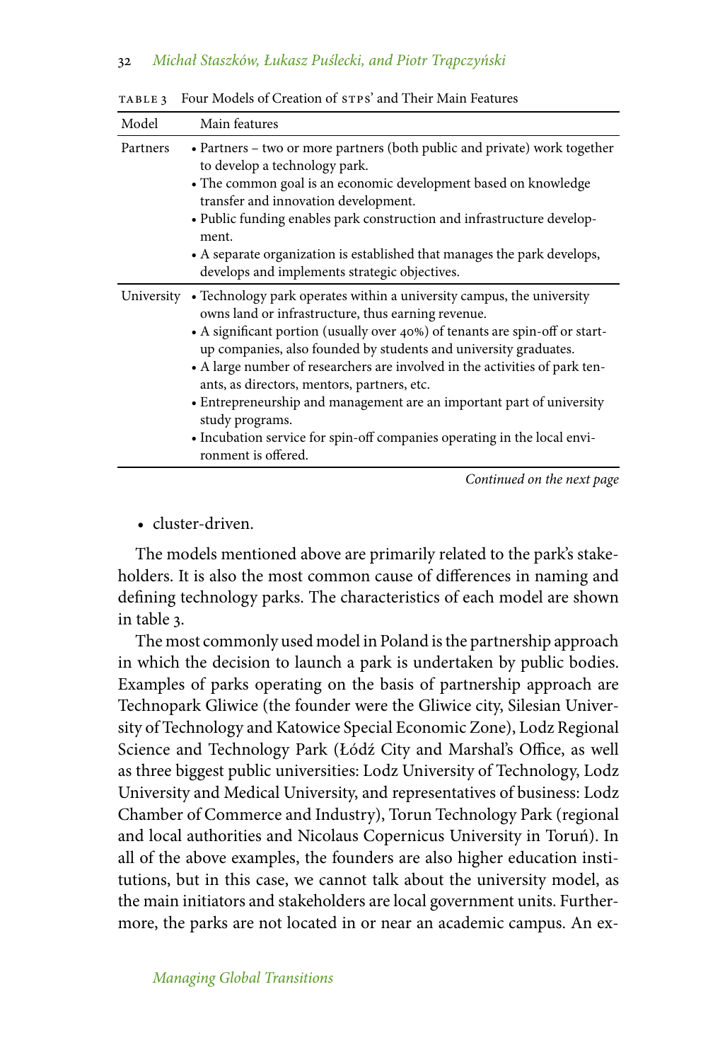TABLE 3 Four Models of Creation of STPS' and Their Main Features

| Model | Main features |
|---|---|
| Partners | • Partners – two or more partners (both public and private) work together to develop a technology park. • The common goal is an economic development based on knowledge transfer and innovation development. • Public funding enables park construction and infrastructure development. • A separate organization is established that manages the park develops, develops and implements strategic objectives. |
| University | • Technology park operates within a university campus, the university owns land or infrastructure, thus earning revenue. • A significant portion (usually over 40%) of tenants are spin-off or start-up companies, also founded by students and university graduates. • A large number of researchers are involved in the activities of park tenants, as directors, mentors, partners, etc. • Entrepreneurship and management are an important part of university study programs. • Incubation service for spin-off companies operating in the local environment is offered. |

*Continued on the next page*

- cluster-driven.

The models mentioned above are primarily related to the park's stakeholders. It is also the most common cause of differences in naming and defining technology parks. The characteristics of each model are shown in table 3.

The most commonly used model in Poland is the partnership approach in which the decision to launch a park is undertaken by public bodies. Examples of parks operating on the basis of partnership approach are Technopark Gliwice (the founder were the Gliwice city, Silesian University of Technology and Katowice Special Economic Zone), Lodz Regional Science and Technology Park (Łódź City and Marshal's Office, as well as three biggest public universities: Lodz University of Technology, Lodz University and Medical University, and representatives of business: Lodz Chamber of Commerce and Industry), Torun Technology Park (regional and local authorities and Nicolaus Copernicus University in Toruń). In all of the above examples, the founders are also higher education institutions, but in this case, we cannot talk about the university model, as the main initiators and stakeholders are local government units. Furthermore, the parks are not located in or near an academic campus. An ex-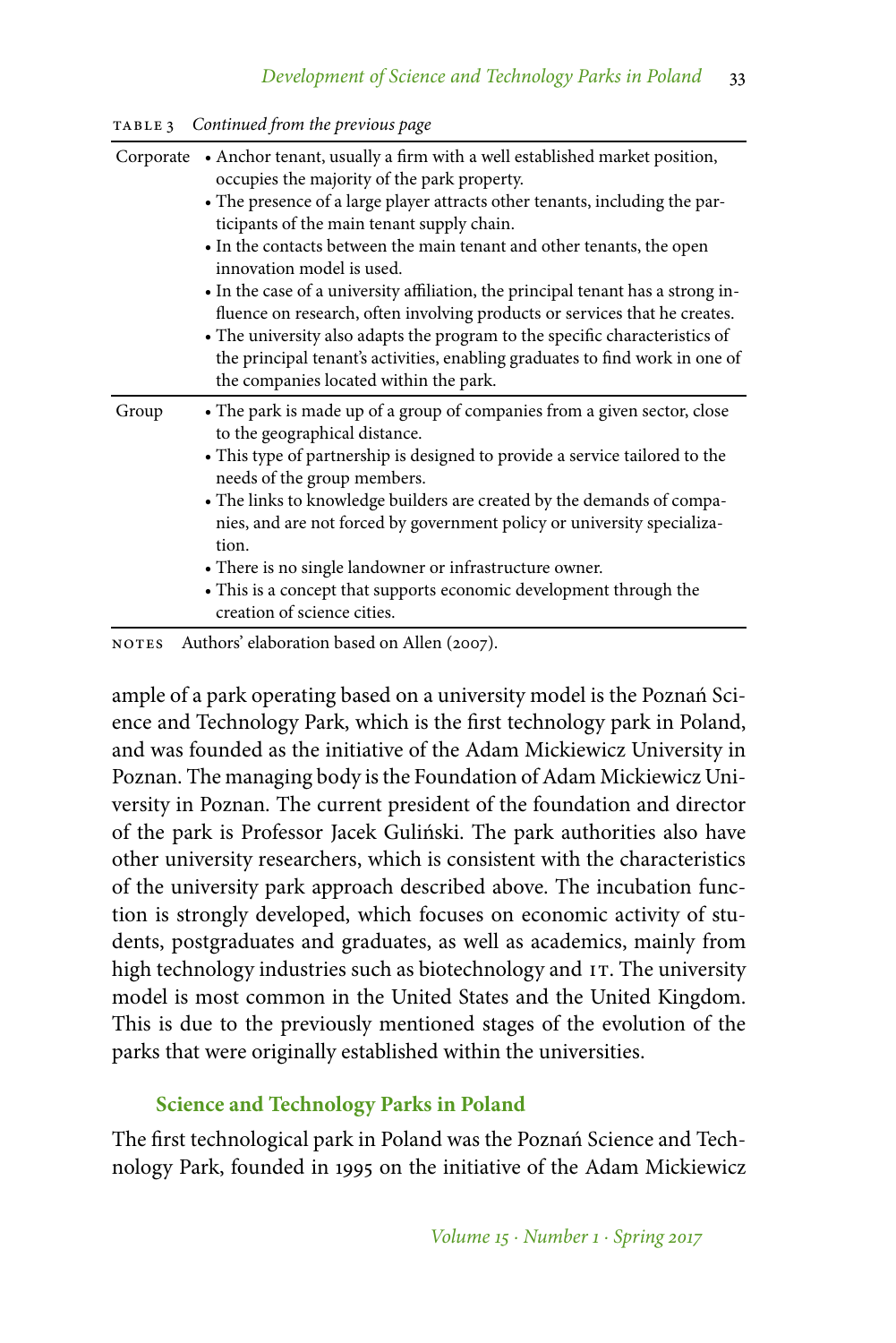Table 3 *Continued from the previous page*

| | |
|---|---|
| Corporate | • Anchor tenant, usually a firm with a well established market position, occupies the majority of the park property.<br>• The presence of a large player attracts other tenants, including the participants of the main tenant supply chain.<br>• In the contacts between the main tenant and other tenants, the open innovation model is used.<br>• In the case of a university affiliation, the principal tenant has a strong influence on research, often involving products or services that he creates.<br>• The university also adapts the program to the specific characteristics of the principal tenant's activities, enabling graduates to find work in one of the companies located within the park. |
| Group | • The park is made up of a group of companies from a given sector, close to the geographical distance.<br>• This type of partnership is designed to provide a service tailored to the needs of the group members.<br>• The links to knowledge builders are created by the demands of companies, and are not forced by government policy or university specialization.<br>• There is no single landowner or infrastructure owner.<br>• This is a concept that supports economic development through the creation of science cities. |

Notes Authors' elaboration based on Allen (2007).

ample of a park operating based on a university model is the Poznań Science and Technology Park, which is the first technology park in Poland, and was founded as the initiative of the Adam Mickiewicz University in Poznan. The managing body is the Foundation of Adam Mickiewicz University in Poznan. The current president of the foundation and director of the park is Professor Jacek Guliński. The park authorities also have other university researchers, which is consistent with the characteristics of the university park approach described above. The incubation function is strongly developed, which focuses on economic activity of students, postgraduates and graduates, as well as academics, mainly from high technology industries such as biotechnology and IT. The university model is most common in the United States and the United Kingdom. This is due to the previously mentioned stages of the evolution of the parks that were originally established within the universities.

## Science and Technology Parks in Poland

The first technological park in Poland was the Poznań Science and Technology Park, founded in 1995 on the initiative of the Adam Mickiewicz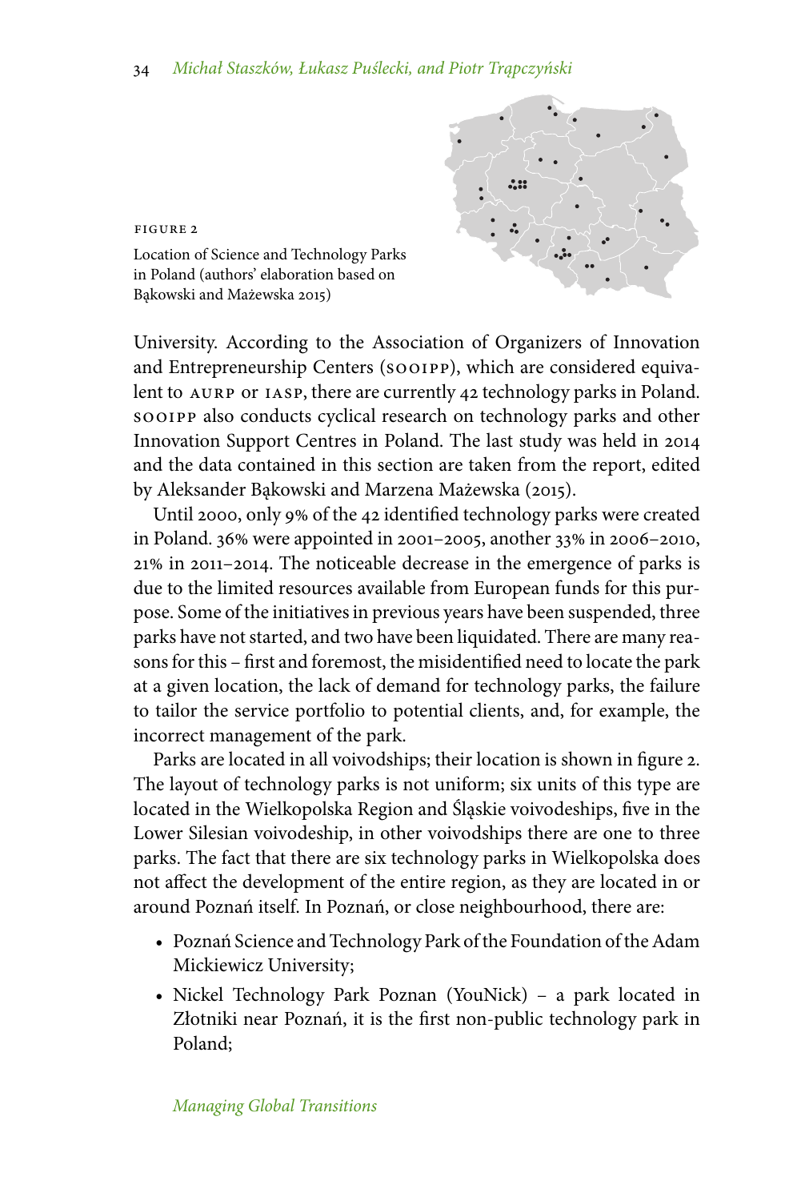FIGURE 2

Location of Science and Technology Parks in Poland (authors' elaboration based on Bąkowski and Mażewska 2015)

University. According to the Association of Organizers of Innovation and Entrepreneurship Centers (SOOIPP), which are considered equivalent to AURP or IASP, there are currently 42 technology parks in Poland. SOOIPP also conducts cyclical research on technology parks and other Innovation Support Centres in Poland. The last study was held in 2014 and the data contained in this section are taken from the report, edited by Aleksander Bąkowski and Marzena Mażewska (2015).

Until 2000, only 9% of the 42 identified technology parks were created in Poland. 36% were appointed in 2001–2005, another 33% in 2006–2010, 21% in 2011–2014. The noticeable decrease in the emergence of parks is due to the limited resources available from European funds for this purpose. Some of the initiatives in previous years have been suspended, three parks have not started, and two have been liquidated. There are many reasons for this – first and foremost, the misidentified need to locate the park at a given location, the lack of demand for technology parks, the failure to tailor the service portfolio to potential clients, and, for example, the incorrect management of the park.

Parks are located in all voivodships; their location is shown in figure 2. The layout of technology parks is not uniform; six units of this type are located in the Wielkopolska Region and Śląskie voivodeships, five in the Lower Silesian voivodeship, in other voivodships there are one to three parks. The fact that there are six technology parks in Wielkopolska does not affect the development of the entire region, as they are located in or around Poznań itself. In Poznań, or close neighbourhood, there are:

- Poznań Science and Technology Park of the Foundation of the Adam Mickiewicz University;
- Nickel Technology Park Poznan (YouNick) – a park located in Złotniki near Poznań, it is the first non-public technology park in Poland;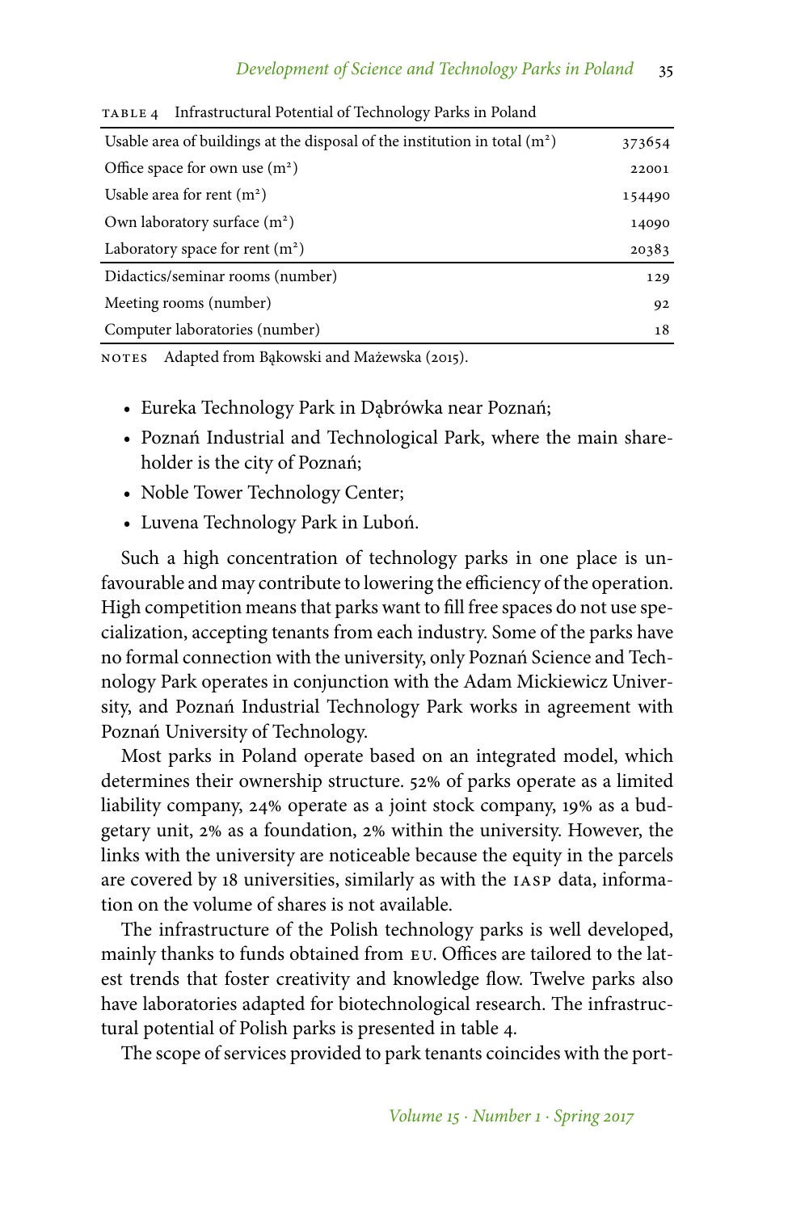TABLE 4 Infrastructural Potential of Technology Parks in Poland

| Item | Value |
|---|---|
| Usable area of buildings at the disposal of the institution in total ($m^2$) | 373654 |
| Office space for own use ($m^2$) | 22001 |
| Usable area for rent ($m^2$) | 154490 |
| Own laboratory surface ($m^2$) | 14090 |
| Laboratory space for rent ($m^2$) | 20383 |
| Didactics/seminar rooms (number) | 129 |
| Meeting rooms (number) | 92 |
| Computer laboratories (number) | 18 |

NOTES Adapted from Bąkowski and Mażewska (2015).

- Eureka Technology Park in Dąbrówka near Poznań;
- Poznań Industrial and Technological Park, where the main shareholder is the city of Poznań;
- Noble Tower Technology Center;
- Luvena Technology Park in Luboń.

Such a high concentration of technology parks in one place is unfavourable and may contribute to lowering the efficiency of the operation. High competition means that parks want to fill free spaces do not use specialization, accepting tenants from each industry. Some of the parks have no formal connection with the university, only Poznań Science and Technology Park operates in conjunction with the Adam Mickiewicz University, and Poznań Industrial Technology Park works in agreement with Poznań University of Technology.

Most parks in Poland operate based on an integrated model, which determines their ownership structure. 52% of parks operate as a limited liability company, 24% operate as a joint stock company, 19% as a budgetary unit, 2% as a foundation, 2% within the university. However, the links with the university are noticeable because the equity in the parcels are covered by 18 universities, similarly as with the IASP data, information on the volume of shares is not available.

The infrastructure of the Polish technology parks is well developed, mainly thanks to funds obtained from EU. Offices are tailored to the latest trends that foster creativity and knowledge flow. Twelve parks also have laboratories adapted for biotechnological research. The infrastructural potential of Polish parks is presented in table 4.

The scope of services provided to park tenants coincides with the port-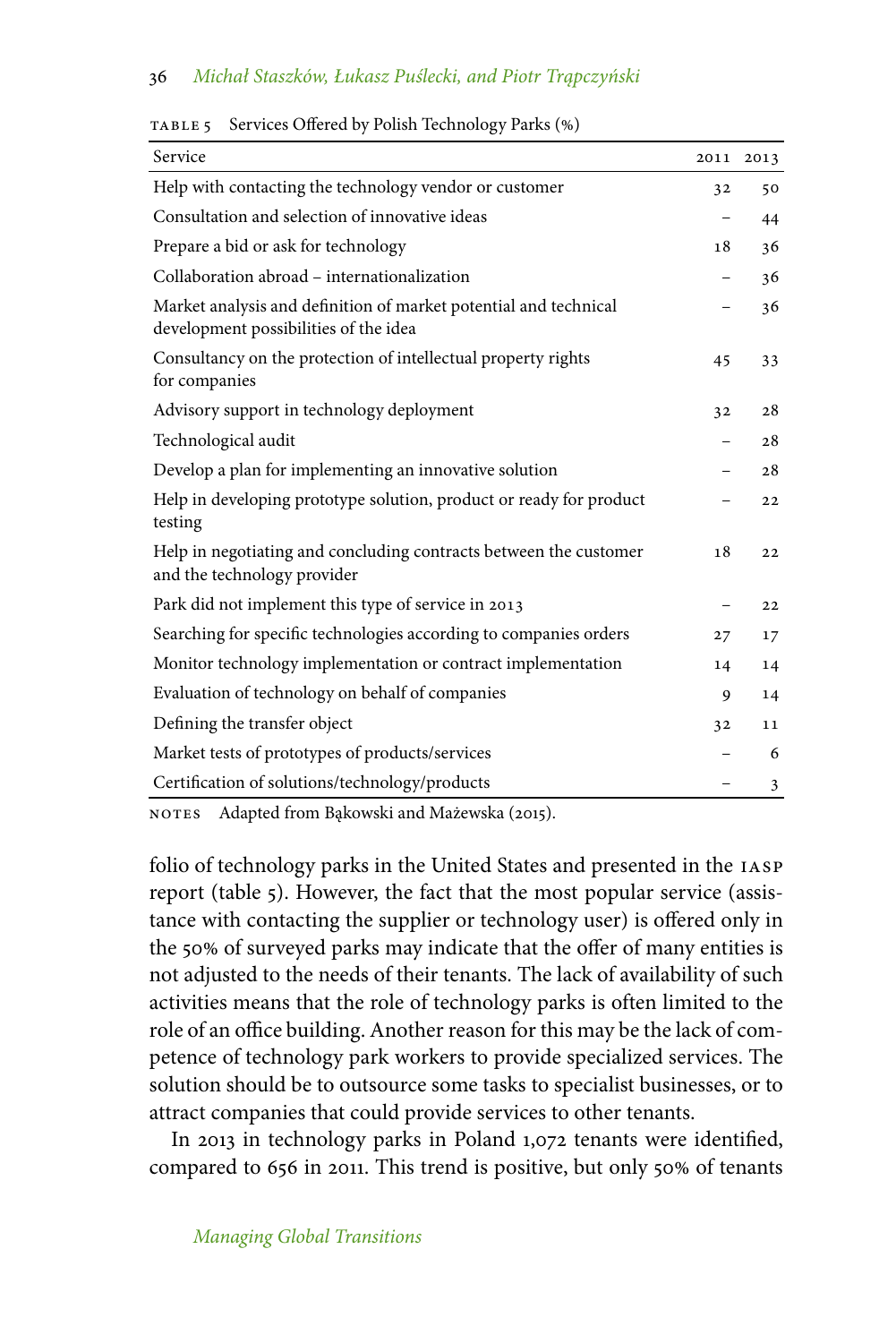TABLE 5 Services Offered by Polish Technology Parks (%)

| Service | 2011 | 2013 |
|---|---|---|
| Help with contacting the technology vendor or customer | 32 | 50 |
| Consultation and selection of innovative ideas | – | 44 |
| Prepare a bid or ask for technology | 18 | 36 |
| Collaboration abroad – internationalization | – | 36 |
| Market analysis and definition of market potential and technical development possibilities of the idea | – | 36 |
| Consultancy on the protection of intellectual property rights for companies | 45 | 33 |
| Advisory support in technology deployment | 32 | 28 |
| Technological audit | – | 28 |
| Develop a plan for implementing an innovative solution | – | 28 |
| Help in developing prototype solution, product or ready for product testing | – | 22 |
| Help in negotiating and concluding contracts between the customer and the technology provider | 18 | 22 |
| Park did not implement this type of service in 2013 | – | 22 |
| Searching for specific technologies according to companies orders | 27 | 17 |
| Monitor technology implementation or contract implementation | 14 | 14 |
| Evaluation of technology on behalf of companies | 9 | 14 |
| Defining the transfer object | 32 | 11 |
| Market tests of prototypes of products/services | – | 6 |
| Certification of solutions/technology/products | – | 3 |

NOTES Adapted from Bąkowski and Mażewska (2015).

folio of technology parks in the United States and presented in the IASP report (table 5). However, the fact that the most popular service (assistance with contacting the supplier or technology user) is offered only in the 50% of surveyed parks may indicate that the offer of many entities is not adjusted to the needs of their tenants. The lack of availability of such activities means that the role of technology parks is often limited to the role of an office building. Another reason for this may be the lack of competence of technology park workers to provide specialized services. The solution should be to outsource some tasks to specialist businesses, or to attract companies that could provide services to other tenants.

In 2013 in technology parks in Poland 1,072 tenants were identified, compared to 656 in 2011. This trend is positive, but only 50% of tenants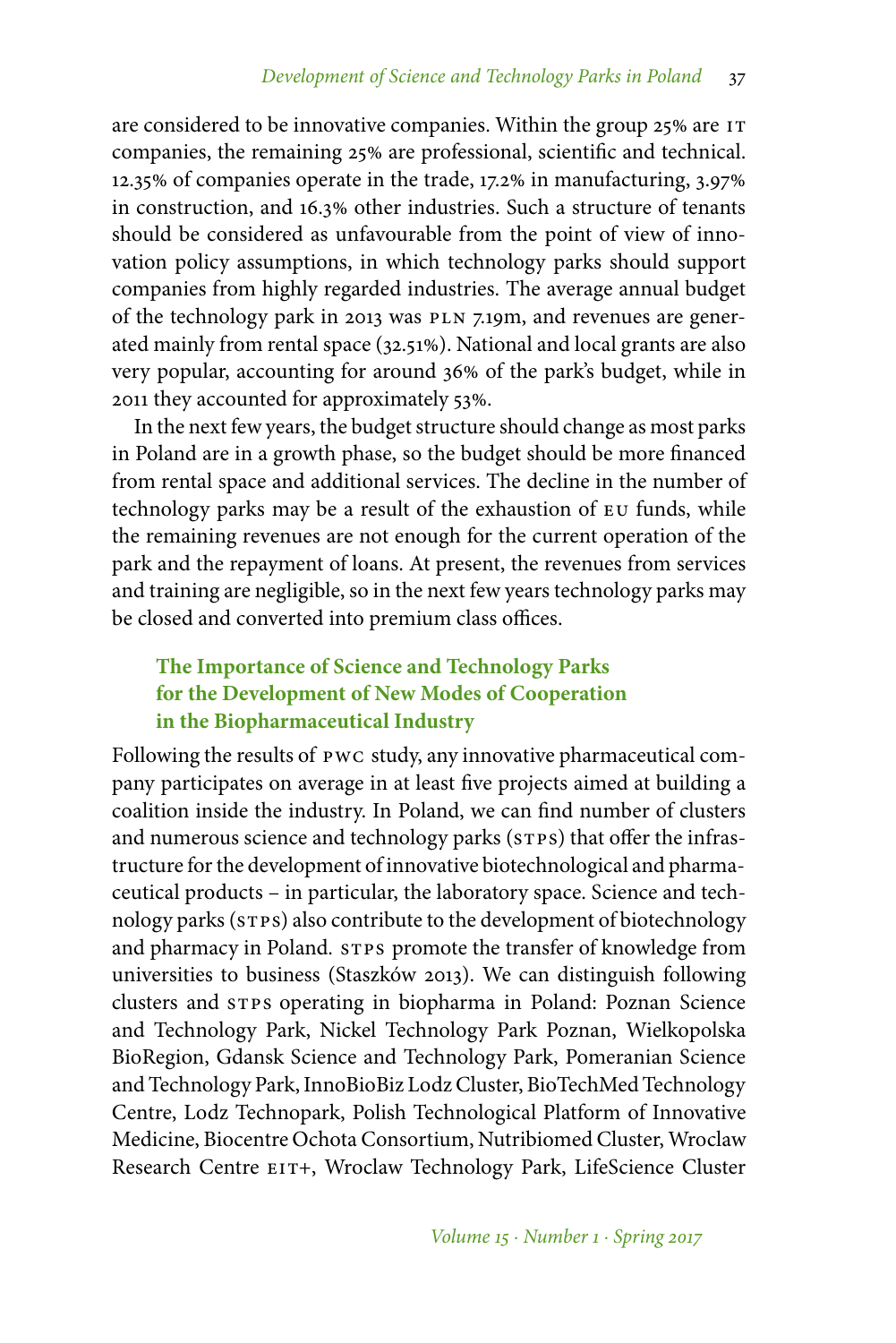are considered to be innovative companies. Within the group 25% are IT companies, the remaining 25% are professional, scientific and technical. 12.35% of companies operate in the trade, 17.2% in manufacturing, 3.97% in construction, and 16.3% other industries. Such a structure of tenants should be considered as unfavourable from the point of view of innovation policy assumptions, in which technology parks should support companies from highly regarded industries. The average annual budget of the technology park in 2013 was PLN 7.19m, and revenues are generated mainly from rental space (32.51%). National and local grants are also very popular, accounting for around 36% of the park's budget, while in 2011 they accounted for approximately 53%.

In the next few years, the budget structure should change as most parks in Poland are in a growth phase, so the budget should be more financed from rental space and additional services. The decline in the number of technology parks may be a result of the exhaustion of EU funds, while the remaining revenues are not enough for the current operation of the park and the repayment of loans. At present, the revenues from services and training are negligible, so in the next few years technology parks may be closed and converted into premium class offices.

## The Importance of Science and Technology Parks for the Development of New Modes of Cooperation in the Biopharmaceutical Industry

Following the results of PWC study, any innovative pharmaceutical company participates on average in at least five projects aimed at building a coalition inside the industry. In Poland, we can find number of clusters and numerous science and technology parks (STPS) that offer the infrastructure for the development of innovative biotechnological and pharmaceutical products – in particular, the laboratory space. Science and technology parks (STPS) also contribute to the development of biotechnology and pharmacy in Poland. STPS promote the transfer of knowledge from universities to business (Staszków 2013). We can distinguish following clusters and STPS operating in biopharma in Poland: Poznan Science and Technology Park, Nickel Technology Park Poznan, Wielkopolska BioRegion, Gdansk Science and Technology Park, Pomeranian Science and Technology Park, InnoBioBiz Lodz Cluster, BioTechMed Technology Centre, Lodz Technopark, Polish Technological Platform of Innovative Medicine, Biocentre Ochota Consortium, Nutribiomed Cluster, Wroclaw Research Centre EIT+, Wroclaw Technology Park, LifeScience Cluster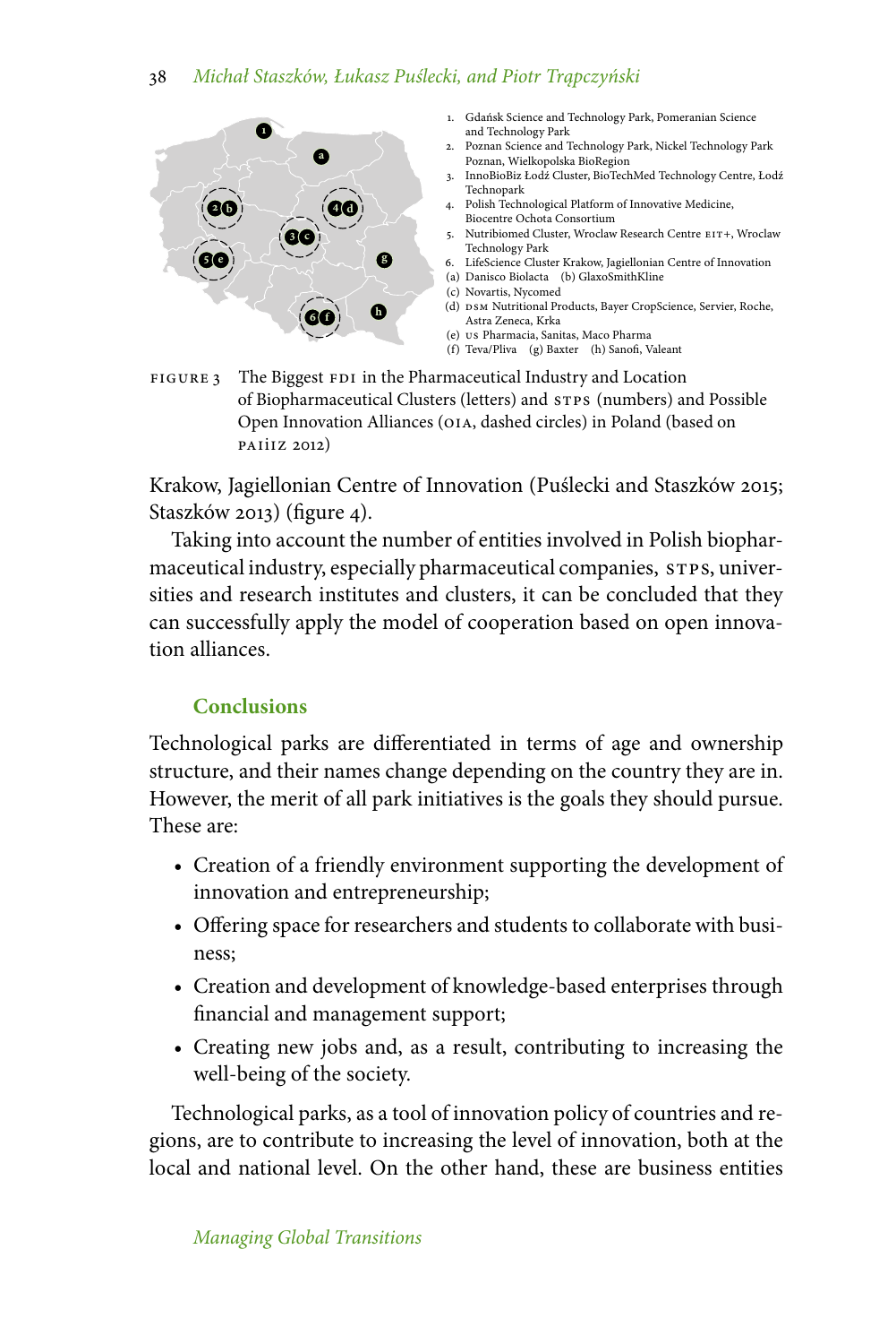1. Gdańsk Science and Technology Park, Pomeranian Science and Technology Park
2. Poznan Science and Technology Park, Nickel Technology Park Poznan, Wielkopolska BioRegion
3. InnoBioBiz Łodź Cluster, BioTechMed Technology Centre, Łodź Technopark
4. Polish Technological Platform of Innovative Medicine, Biocentre Ochota Consortium
5. Nutribiomed Cluster, Wroclaw Research Centre EIT+, Wroclaw Technology Park
6. LifeScience Cluster Krakow, Jagiellonian Centre of Innovation

(a) Danisco Biolacta (b) GlaxoSmithKline
(c) Novartis, Nycomed
(d) DSM Nutritional Products, Bayer CropScience, Servier, Roche, Astra Zeneca, Krka
(e) US Pharmacia, Sanitas, Maco Pharma
(f) Teva/Pliva (g) Baxter (h) Sanofi, Valeant

FIGURE 3 The Biggest FDI in the Pharmaceutical Industry and Location of Biopharmaceutical Clusters (letters) and STPS (numbers) and Possible Open Innovation Alliances (OIA, dashed circles) in Poland (based on PAIiIZ 2012)

Krakow, Jagiellonian Centre of Innovation (Puślecki and Staszków 2015; Staszków 2013) (figure 4).

Taking into account the number of entities involved in Polish biopharmaceutical industry, especially pharmaceutical companies, STPS, universities and research institutes and clusters, it can be concluded that they can successfully apply the model of cooperation based on open innovation alliances.

## Conclusions

Technological parks are differentiated in terms of age and ownership structure, and their names change depending on the country they are in. However, the merit of all park initiatives is the goals they should pursue. These are:

- Creation of a friendly environment supporting the development of innovation and entrepreneurship;
- Offering space for researchers and students to collaborate with business;
- Creation and development of knowledge-based enterprises through financial and management support;
- Creating new jobs and, as a result, contributing to increasing the well-being of the society.

Technological parks, as a tool of innovation policy of countries and regions, are to contribute to increasing the level of innovation, both at the local and national level. On the other hand, these are business entities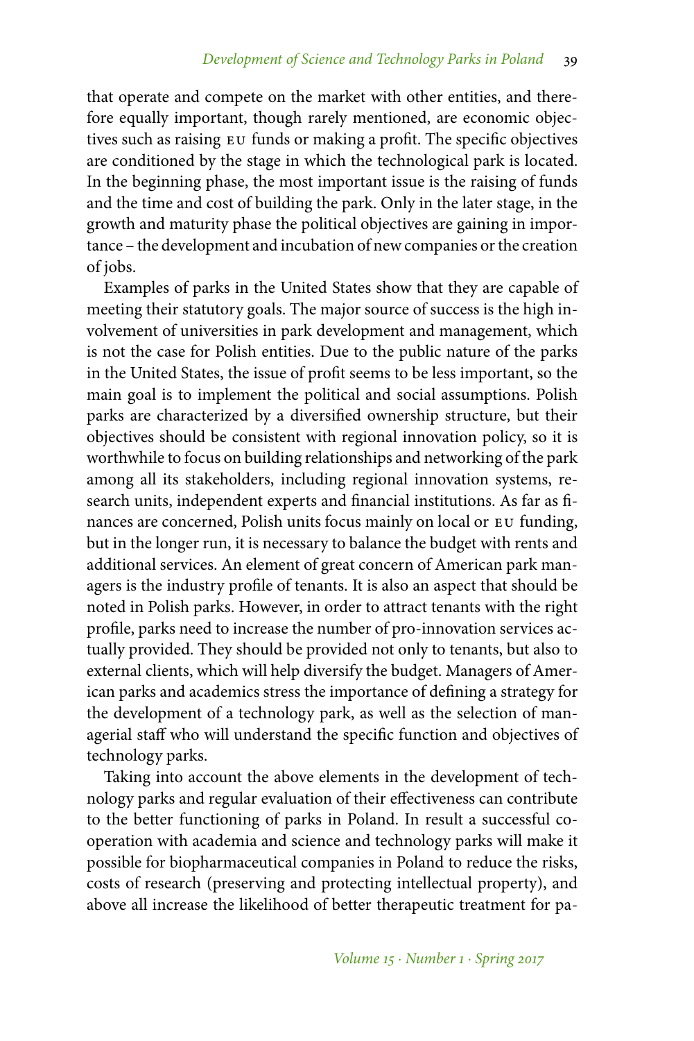that operate and compete on the market with other entities, and therefore equally important, though rarely mentioned, are economic objectives such as raising EU funds or making a profit. The specific objectives are conditioned by the stage in which the technological park is located. In the beginning phase, the most important issue is the raising of funds and the time and cost of building the park. Only in the later stage, in the growth and maturity phase the political objectives are gaining in importance – the development and incubation of new companies or the creation of jobs.

Examples of parks in the United States show that they are capable of meeting their statutory goals. The major source of success is the high involvement of universities in park development and management, which is not the case for Polish entities. Due to the public nature of the parks in the United States, the issue of profit seems to be less important, so the main goal is to implement the political and social assumptions. Polish parks are characterized by a diversified ownership structure, but their objectives should be consistent with regional innovation policy, so it is worthwhile to focus on building relationships and networking of the park among all its stakeholders, including regional innovation systems, research units, independent experts and financial institutions. As far as finances are concerned, Polish units focus mainly on local or EU funding, but in the longer run, it is necessary to balance the budget with rents and additional services. An element of great concern of American park managers is the industry profile of tenants. It is also an aspect that should be noted in Polish parks. However, in order to attract tenants with the right profile, parks need to increase the number of pro-innovation services actually provided. They should be provided not only to tenants, but also to external clients, which will help diversify the budget. Managers of American parks and academics stress the importance of defining a strategy for the development of a technology park, as well as the selection of managerial staff who will understand the specific function and objectives of technology parks.

Taking into account the above elements in the development of technology parks and regular evaluation of their effectiveness can contribute to the better functioning of parks in Poland. In result a successful cooperation with academia and science and technology parks will make it possible for biopharmaceutical companies in Poland to reduce the risks, costs of research (preserving and protecting intellectual property), and above all increase the likelihood of better therapeutic treatment for pa-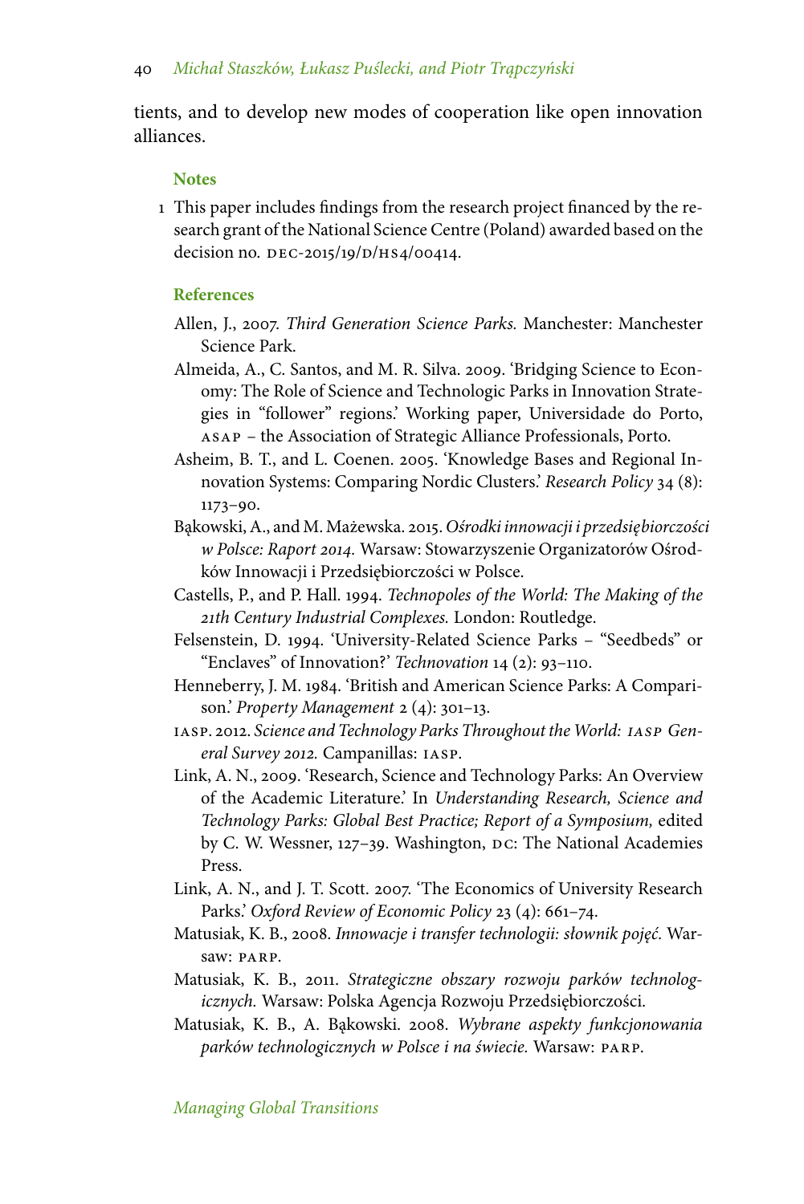tients, and to develop new modes of cooperation like open innovation alliances.

## Notes

1 This paper includes findings from the research project financed by the research grant of the National Science Centre (Poland) awarded based on the decision no. DEC-2015/19/D/HS4/00414.

## References

Allen, J., 2007. *Third Generation Science Parks.* Manchester: Manchester Science Park.

Almeida, A., C. Santos, and M. R. Silva. 2009. 'Bridging Science to Economy: The Role of Science and Technologic Parks in Innovation Strategies in "follower" regions.' Working paper, Universidade do Porto, ASAP – the Association of Strategic Alliance Professionals, Porto.

Asheim, B. T., and L. Coenen. 2005. 'Knowledge Bases and Regional Innovation Systems: Comparing Nordic Clusters.' *Research Policy* 34 (8): 1173–90.

Bąkowski, A., and M. Mażewska. 2015. *Ośrodki innowacji i przedsiębiorczości w Polsce: Raport 2014.* Warsaw: Stowarzyszenie Organizatorów Ośrodków Innowacji i Przedsiębiorczości w Polsce.

Castells, P., and P. Hall. 1994. *Technopoles of the World: The Making of the 21th Century Industrial Complexes.* London: Routledge.

Felsenstein, D. 1994. 'University-Related Science Parks – "Seedbeds" or "Enclaves" of Innovation?' *Technovation* 14 (2): 93–110.

Henneberry, J. M. 1984. 'British and American Science Parks: A Comparison.' *Property Management* 2 (4): 301–13.

IASP. 2012. *Science and Technology Parks Throughout the World: IASP General Survey 2012.* Campanillas: IASP.

Link, A. N., 2009. 'Research, Science and Technology Parks: An Overview of the Academic Literature.' In *Understanding Research, Science and Technology Parks: Global Best Practice; Report of a Symposium,* edited by C. W. Wessner, 127–39. Washington, DC: The National Academies Press.

Link, A. N., and J. T. Scott. 2007. 'The Economics of University Research Parks.' *Oxford Review of Economic Policy* 23 (4): 661–74.

Matusiak, K. B., 2008. *Innowacje i transfer technologii: słownik pojęć.* Warsaw: PARP.

Matusiak, K. B., 2011. *Strategiczne obszary rozwoju parków technologicznych.* Warsaw: Polska Agencja Rozwoju Przedsiębiorczości.

Matusiak, K. B., A. Bąkowski. 2008. *Wybrane aspekty funkcjonowania parków technologicznych w Polsce i na świecie.* Warsaw: PARP.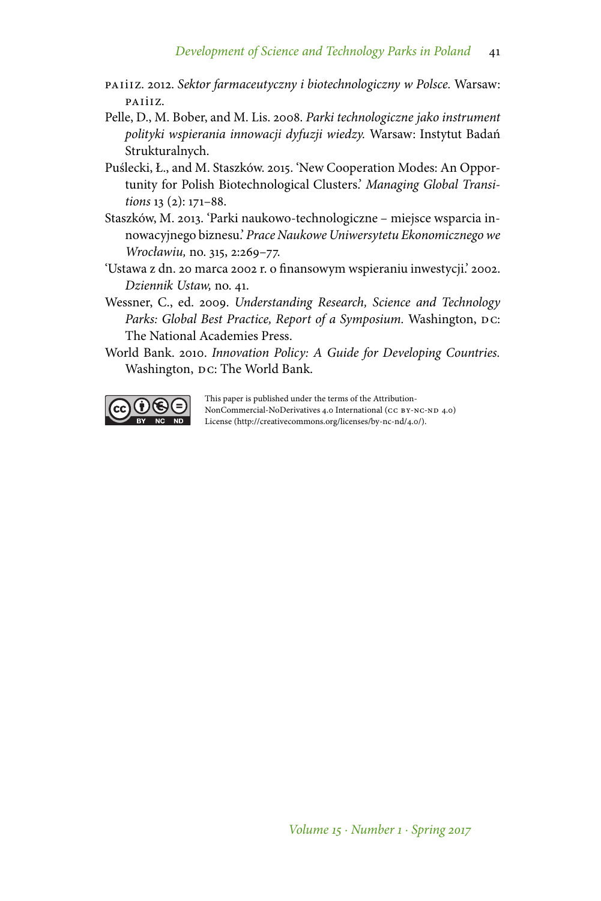PAIiIZ. 2012. *Sektor farmaceutyczny i biotechnologiczny w Polsce.* Warsaw: PAIiIZ.

Pelle, D., M. Bober, and M. Lis. 2008. *Parki technologiczne jako instrument polityki wspierania innowacji dyfuzji wiedzy.* Warsaw: Instytut Badań Strukturalnych.

Puślecki, Ł., and M. Staszków. 2015. 'New Cooperation Modes: An Opportunity for Polish Biotechnological Clusters.' *Managing Global Transitions* 13 (2): 171–88.

Staszków, M. 2013. 'Parki naukowo-technologiczne – miejsce wsparcia innowacyjnego biznesu.' *Prace Naukowe Uniwersytetu Ekonomicznego we Wrocławiu,* no. 315, 2:269–77.

'Ustawa z dn. 20 marca 2002 r. o finansowym wspieraniu inwestycji.' 2002. *Dziennik Ustaw,* no. 41.

Wessner, C., ed. 2009. *Understanding Research, Science and Technology Parks: Global Best Practice, Report of a Symposium.* Washington, DC: The National Academies Press.

World Bank. 2010. *Innovation Policy: A Guide for Developing Countries.* Washington, DC: The World Bank.

This paper is published under the terms of the Attribution-NonCommercial-NoDerivatives 4.0 International (CC BY-NC-ND 4.0) License (http://creativecommons.org/licenses/by-nc-nd/4.0/).